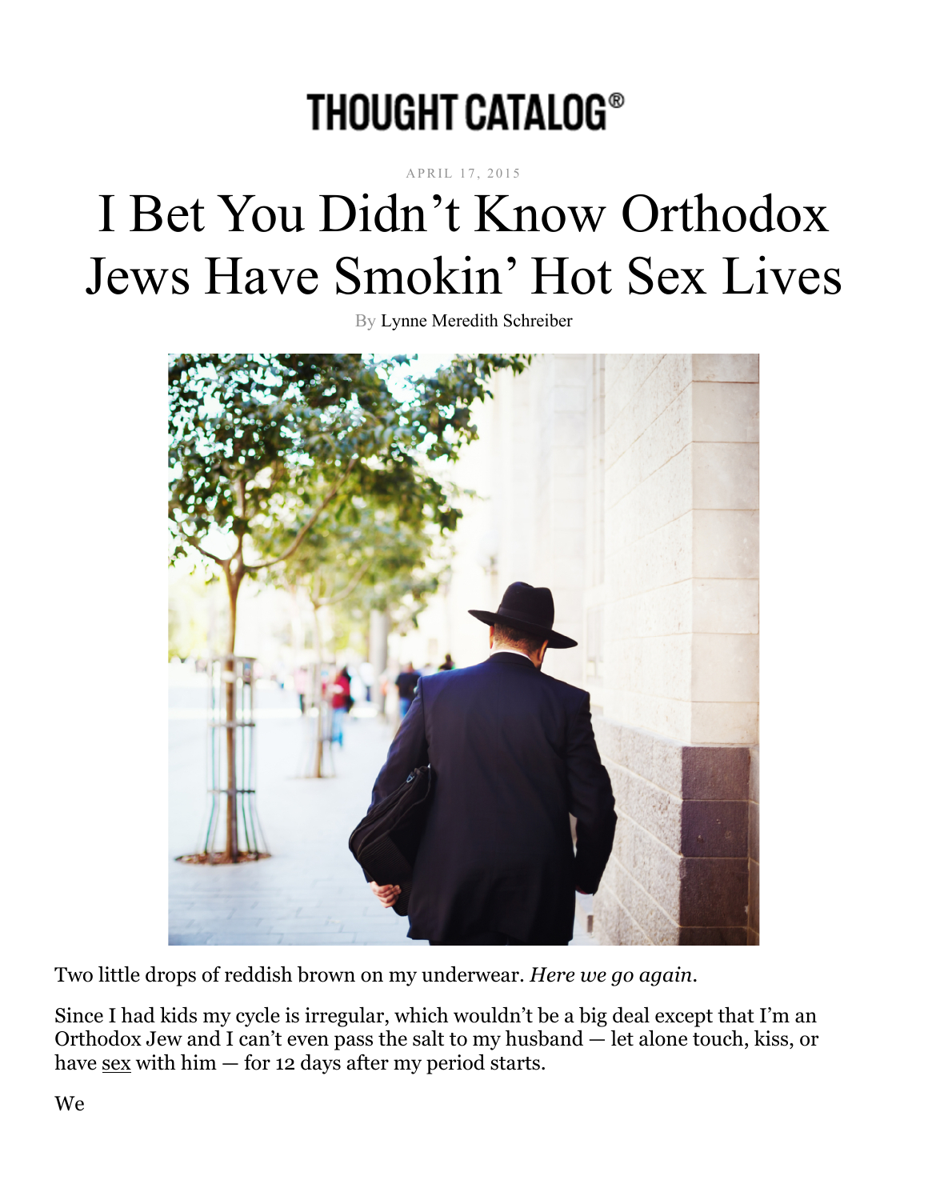THOUGHT CATALOG®

APRIL 17, 2015

# I Bet You Didn't Know Orthodox Jews Have Smokin' Hot Sex Lives

By Lynne Meredith Schreiber

Two little drops of reddish brown on my underwear. *Here we go again.*

Since I had kids my cycle is irregular, which wouldn't be a big deal except that I'm an Orthodox Jew and I can't even pass the salt to my husband — let alone touch, kiss, or have sex with him — for 12 days after my period starts.

We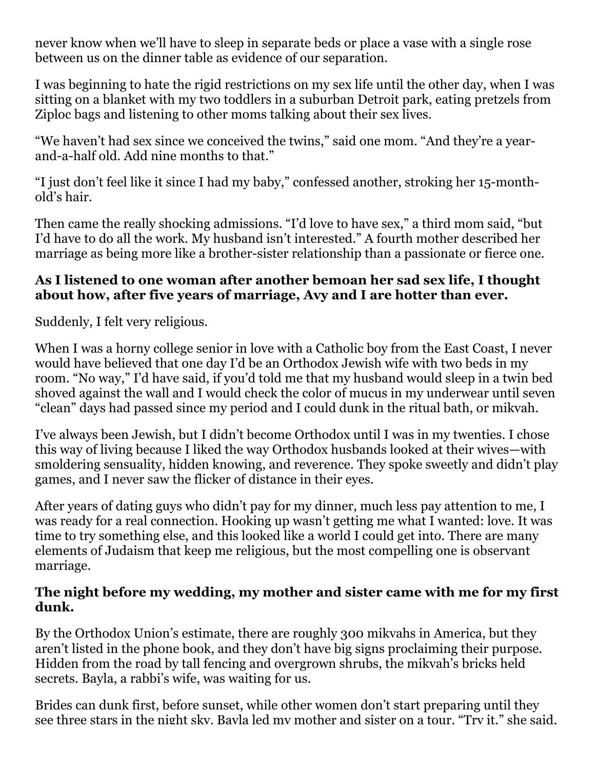never know when we'll have to sleep in separate beds or place a vase with a single rose between us on the dinner table as evidence of our separation.

I was beginning to hate the rigid restrictions on my sex life until the other day, when I was sitting on a blanket with my two toddlers in a suburban Detroit park, eating pretzels from Ziploc bags and listening to other moms talking about their sex lives.

"We haven't had sex since we conceived the twins," said one mom. "And they're a year-and-a-half old. Add nine months to that."

"I just don't feel like it since I had my baby," confessed another, stroking her 15-month-old's hair.

Then came the really shocking admissions. "I'd love to have sex," a third mom said, "but I'd have to do all the work. My husband isn't interested." A fourth mother described her marriage as being more like a brother-sister relationship than a passionate or fierce one.

**As I listened to one woman after another bemoan her sad sex life, I thought about how, after five years of marriage, Avy and I are hotter than ever.**

Suddenly, I felt very religious.

When I was a horny college senior in love with a Catholic boy from the East Coast, I never would have believed that one day I'd be an Orthodox Jewish wife with two beds in my room. "No way," I'd have said, if you'd told me that my husband would sleep in a twin bed shoved against the wall and I would check the color of mucus in my underwear until seven "clean" days had passed since my period and I could dunk in the ritual bath, or mikvah.

I've always been Jewish, but I didn't become Orthodox until I was in my twenties. I chose this way of living because I liked the way Orthodox husbands looked at their wives—with smoldering sensuality, hidden knowing, and reverence. They spoke sweetly and didn't play games, and I never saw the flicker of distance in their eyes.

After years of dating guys who didn't pay for my dinner, much less pay attention to me, I was ready for a real connection. Hooking up wasn't getting me what I wanted: love. It was time to try something else, and this looked like a world I could get into. There are many elements of Judaism that keep me religious, but the most compelling one is observant marriage.

**The night before my wedding, my mother and sister came with me for my first dunk.**

By the Orthodox Union's estimate, there are roughly 300 mikvahs in America, but they aren't listed in the phone book, and they don't have big signs proclaiming their purpose. Hidden from the road by tall fencing and overgrown shrubs, the mikvah's bricks held secrets. Bayla, a rabbi's wife, was waiting for us.

Brides can dunk first, before sunset, while other women don't start preparing until they see three stars in the night sky. Bayla led my mother and sister on a tour. "Try it," she said.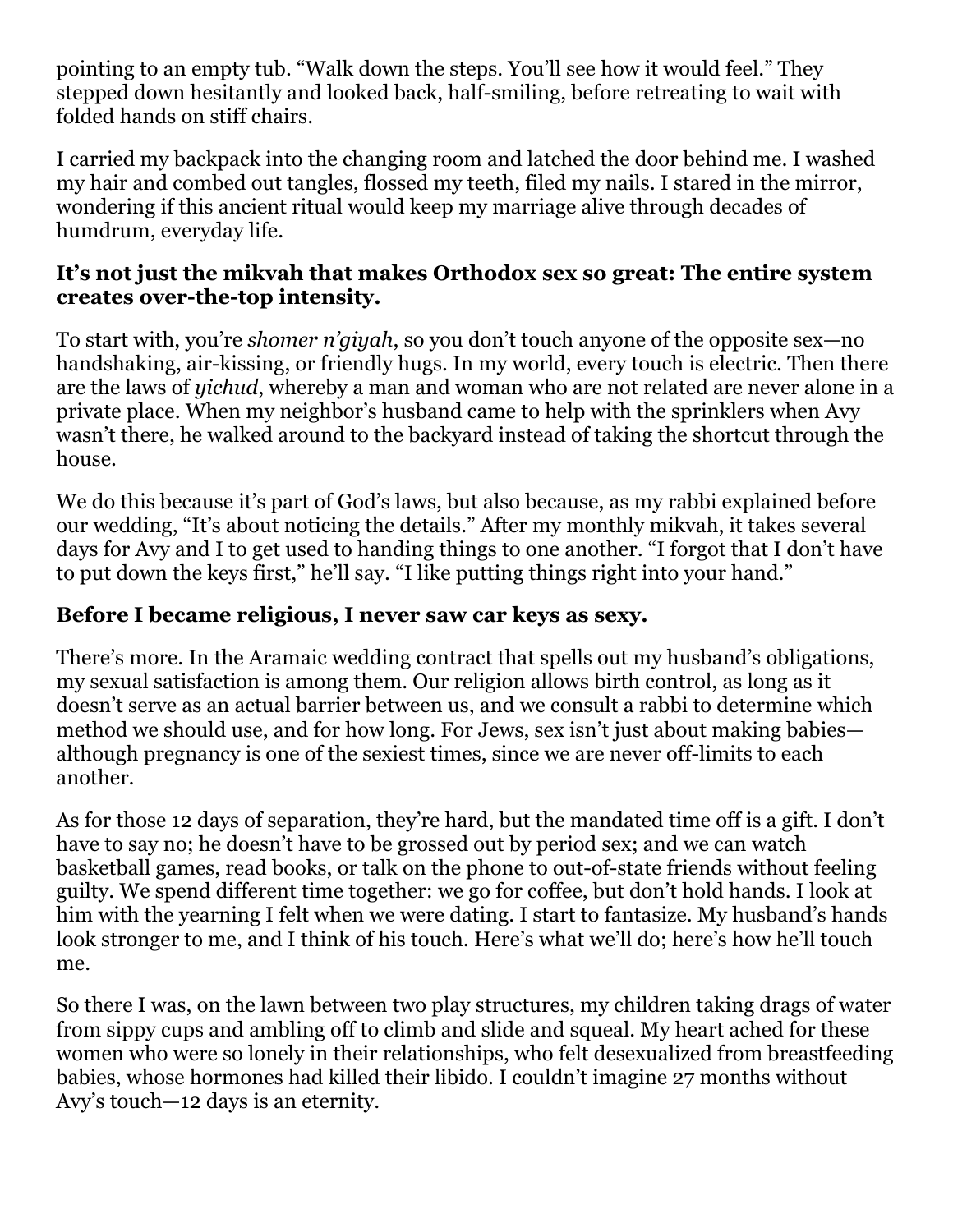pointing to an empty tub. "Walk down the steps. You'll see how it would feel." They stepped down hesitantly and looked back, half-smiling, before retreating to wait with folded hands on stiff chairs.

I carried my backpack into the changing room and latched the door behind me. I washed my hair and combed out tangles, flossed my teeth, filed my nails. I stared in the mirror, wondering if this ancient ritual would keep my marriage alive through decades of humdrum, everyday life.

**It's not just the mikvah that makes Orthodox sex so great: The entire system creates over-the-top intensity.**

To start with, you're *shomer n'giyah*, so you don't touch anyone of the opposite sex—no handshaking, air-kissing, or friendly hugs. In my world, every touch is electric. Then there are the laws of *yichud*, whereby a man and woman who are not related are never alone in a private place. When my neighbor's husband came to help with the sprinklers when Avy wasn't there, he walked around to the backyard instead of taking the shortcut through the house.

We do this because it's part of God's laws, but also because, as my rabbi explained before our wedding, "It's about noticing the details." After my monthly mikvah, it takes several days for Avy and I to get used to handing things to one another. "I forgot that I don't have to put down the keys first," he'll say. "I like putting things right into your hand."

**Before I became religious, I never saw car keys as sexy.**

There's more. In the Aramaic wedding contract that spells out my husband's obligations, my sexual satisfaction is among them. Our religion allows birth control, as long as it doesn't serve as an actual barrier between us, and we consult a rabbi to determine which method we should use, and for how long. For Jews, sex isn't just about making babies—although pregnancy is one of the sexiest times, since we are never off-limits to each another.

As for those 12 days of separation, they're hard, but the mandated time off is a gift. I don't have to say no; he doesn't have to be grossed out by period sex; and we can watch basketball games, read books, or talk on the phone to out-of-state friends without feeling guilty. We spend different time together: we go for coffee, but don't hold hands. I look at him with the yearning I felt when we were dating. I start to fantasize. My husband's hands look stronger to me, and I think of his touch. Here's what we'll do; here's how he'll touch me.

So there I was, on the lawn between two play structures, my children taking drags of water from sippy cups and ambling off to climb and slide and squeal. My heart ached for these women who were so lonely in their relationships, who felt desexualized from breastfeeding babies, whose hormones had killed their libido. I couldn't imagine 27 months without Avy's touch—12 days is an eternity.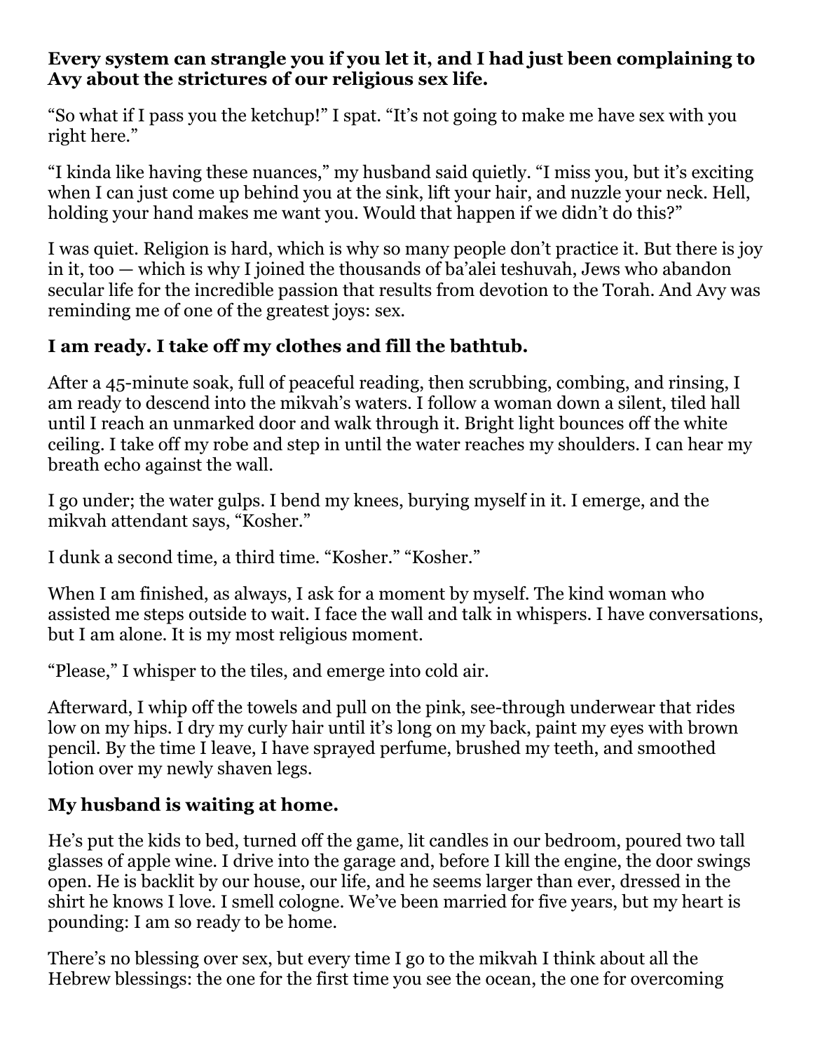**Every system can strangle you if you let it, and I had just been complaining to Avy about the strictures of our religious sex life.**

"So what if I pass you the ketchup!" I spat. "It's not going to make me have sex with you right here."

"I kinda like having these nuances," my husband said quietly. "I miss you, but it's exciting when I can just come up behind you at the sink, lift your hair, and nuzzle your neck. Hell, holding your hand makes me want you. Would that happen if we didn't do this?"

I was quiet. Religion is hard, which is why so many people don't practice it. But there is joy in it, too — which is why I joined the thousands of ba'alei teshuvah, Jews who abandon secular life for the incredible passion that results from devotion to the Torah. And Avy was reminding me of one of the greatest joys: sex.

### I am ready. I take off my clothes and fill the bathtub.

After a 45-minute soak, full of peaceful reading, then scrubbing, combing, and rinsing, I am ready to descend into the mikvah's waters. I follow a woman down a silent, tiled hall until I reach an unmarked door and walk through it. Bright light bounces off the white ceiling. I take off my robe and step in until the water reaches my shoulders. I can hear my breath echo against the wall.

I go under; the water gulps. I bend my knees, burying myself in it. I emerge, and the mikvah attendant says, "Kosher."

I dunk a second time, a third time. "Kosher." "Kosher."

When I am finished, as always, I ask for a moment by myself. The kind woman who assisted me steps outside to wait. I face the wall and talk in whispers. I have conversations, but I am alone. It is my most religious moment.

"Please," I whisper to the tiles, and emerge into cold air.

Afterward, I whip off the towels and pull on the pink, see-through underwear that rides low on my hips. I dry my curly hair until it's long on my back, paint my eyes with brown pencil. By the time I leave, I have sprayed perfume, brushed my teeth, and smoothed lotion over my newly shaven legs.

### My husband is waiting at home.

He's put the kids to bed, turned off the game, lit candles in our bedroom, poured two tall glasses of apple wine. I drive into the garage and, before I kill the engine, the door swings open. He is backlit by our house, our life, and he seems larger than ever, dressed in the shirt he knows I love. I smell cologne. We've been married for five years, but my heart is pounding: I am so ready to be home.

There's no blessing over sex, but every time I go to the mikvah I think about all the Hebrew blessings: the one for the first time you see the ocean, the one for overcoming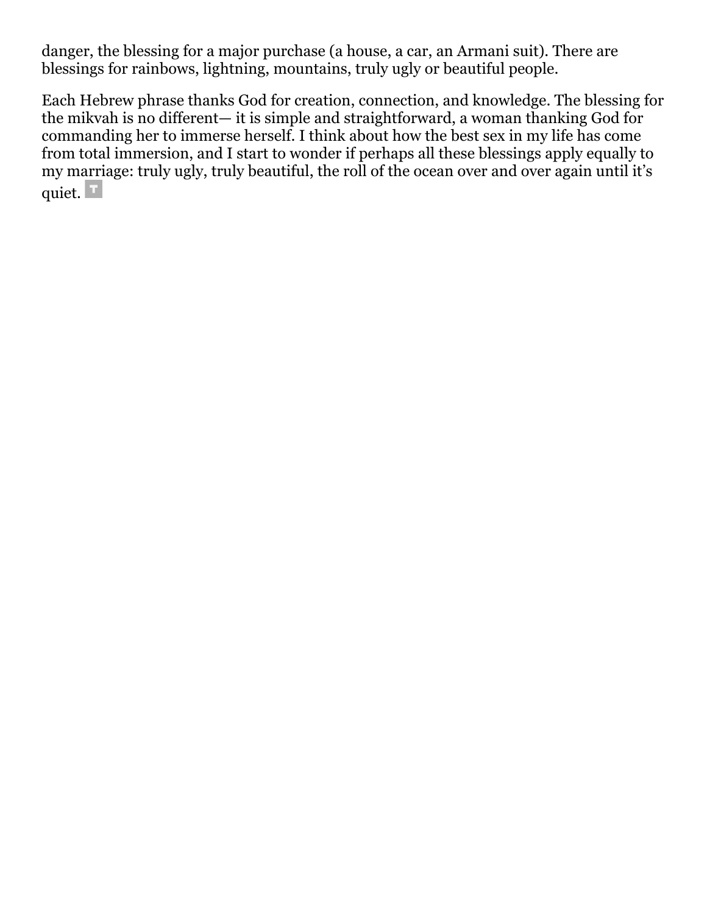danger, the blessing for a major purchase (a house, a car, an Armani suit). There are blessings for rainbows, lightning, mountains, truly ugly or beautiful people.

Each Hebrew phrase thanks God for creation, connection, and knowledge. The blessing for the mikvah is no different— it is simple and straightforward, a woman thanking God for commanding her to immerse herself. I think about how the best sex in my life has come from total immersion, and I start to wonder if perhaps all these blessings apply equally to my marriage: truly ugly, truly beautiful, the roll of the ocean over and over again until it's quiet.